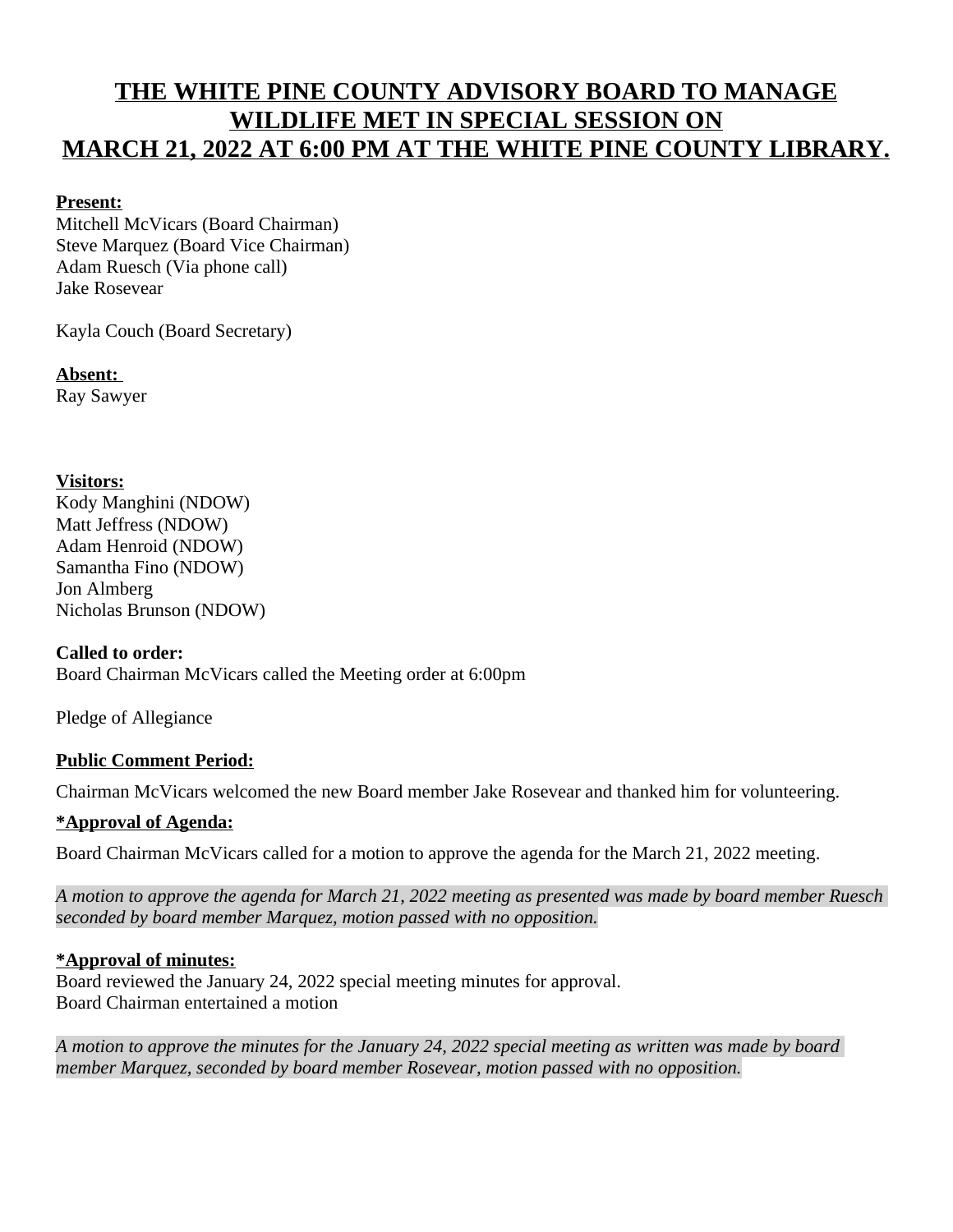# THE WHITE PINE COUNTY ADVISORY BOARD TO MANAGE WILDLIFE MET IN SPECIAL SESSION ON MARCH 21, 2022 AT 6:00 PM AT THE WHITE PINE COUNTY LIBRARY.

**Present:**
Mitchell McVicars (Board Chairman)
Steve Marquez (Board Vice Chairman)
Adam Ruesch (Via phone call)
Jake Rosevear

Kayla Couch (Board Secretary)

**Absent:**
Ray Sawyer

**Visitors:**
Kody Manghini (NDOW)
Matt Jeffress (NDOW)
Adam Henroid (NDOW)
Samantha Fino (NDOW)
Jon Almberg
Nicholas Brunson (NDOW)

**Called to order:**
Board Chairman McVicars called the Meeting order at 6:00pm

Pledge of Allegiance

**Public Comment Period:**

Chairman McVicars welcomed the new Board member Jake Rosevear and thanked him for volunteering.

**\*Approval of Agenda:**

Board Chairman McVicars called for a motion to approve the agenda for the March 21, 2022 meeting.

*A motion to approve the agenda for March 21, 2022 meeting as presented was made by board member Ruesch seconded by board member Marquez, motion passed with no opposition.*

**\*Approval of minutes:**
Board reviewed the January 24, 2022 special meeting minutes for approval.
Board Chairman entertained a motion

*A motion to approve the minutes for the January 24, 2022 special meeting as written was made by board member Marquez, seconded by board member Rosevear, motion passed with no opposition.*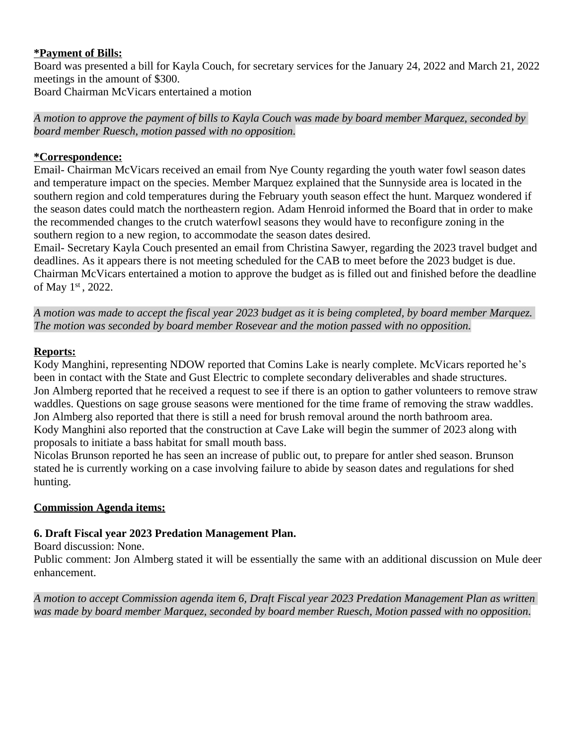**<u>*Payment of Bills:</u>**
Board was presented a bill for Kayla Couch, for secretary services for the January 24, 2022 and March 21, 2022 meetings in the amount of $300.
Board Chairman McVicars entertained a motion

*A motion to approve the payment of bills to Kayla Couch was made by board member Marquez, seconded by board member Ruesch, motion passed with no opposition.*

**<u>*Correspondence:</u>**
Email- Chairman McVicars received an email from Nye County regarding the youth water fowl season dates and temperature impact on the species. Member Marquez explained that the Sunnyside area is located in the southern region and cold temperatures during the February youth season effect the hunt. Marquez wondered if the season dates could match the northeastern region. Adam Henroid informed the Board that in order to make the recommended changes to the crutch waterfowl seasons they would have to reconfigure zoning in the southern region to a new region, to accommodate the season dates desired.
Email- Secretary Kayla Couch presented an email from Christina Sawyer, regarding the 2023 travel budget and deadlines. As it appears there is not meeting scheduled for the CAB to meet before the 2023 budget is due. Chairman McVicars entertained a motion to approve the budget as is filled out and finished before the deadline of May 1st , 2022.

*A motion was made to accept the fiscal year 2023 budget as it is being completed, by board member Marquez. The motion was seconded by board member Rosevear and the motion passed with no opposition.*

**<u>Reports:</u>**
Kody Manghini, representing NDOW reported that Comins Lake is nearly complete. McVicars reported he's been in contact with the State and Gust Electric to complete secondary deliverables and shade structures.
Jon Almberg reported that he received a request to see if there is an option to gather volunteers to remove straw waddles. Questions on sage grouse seasons were mentioned for the time frame of removing the straw waddles.
Jon Almberg also reported that there is still a need for brush removal around the north bathroom area.
Kody Manghini also reported that the construction at Cave Lake will begin the summer of 2023 along with proposals to initiate a bass habitat for small mouth bass.
Nicolas Brunson reported he has seen an increase of public out, to prepare for antler shed season. Brunson stated he is currently working on a case involving failure to abide by season dates and regulations for shed hunting.

**<u>Commission Agenda items:</u>**

**6. Draft Fiscal year 2023 Predation Management Plan.**
Board discussion: None.
Public comment: Jon Almberg stated it will be essentially the same with an additional discussion on Mule deer enhancement.

*A motion to accept Commission agenda item 6, Draft Fiscal year 2023 Predation Management Plan as written was made by board member Marquez, seconded by board member Ruesch, Motion passed with no opposition.*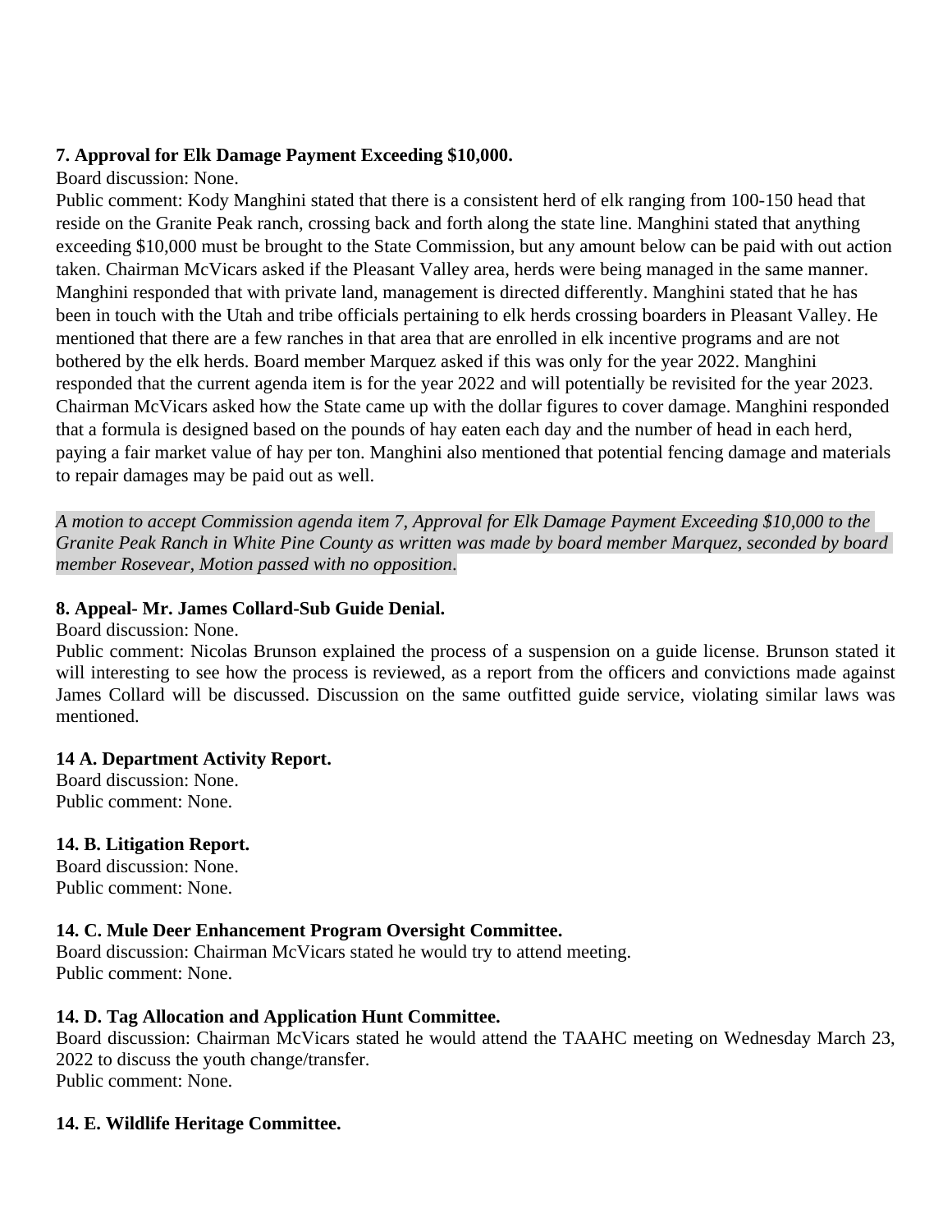**7. Approval for Elk Damage Payment Exceeding $10,000.**

Board discussion: None.

Public comment: Kody Manghini stated that there is a consistent herd of elk ranging from 100-150 head that reside on the Granite Peak ranch, crossing back and forth along the state line. Manghini stated that anything exceeding $10,000 must be brought to the State Commission, but any amount below can be paid with out action taken. Chairman McVicars asked if the Pleasant Valley area, herds were being managed in the same manner. Manghini responded that with private land, management is directed differently. Manghini stated that he has been in touch with the Utah and tribe officials pertaining to elk herds crossing boarders in Pleasant Valley. He mentioned that there are a few ranches in that area that are enrolled in elk incentive programs and are not bothered by the elk herds. Board member Marquez asked if this was only for the year 2022. Manghini responded that the current agenda item is for the year 2022 and will potentially be revisited for the year 2023. Chairman McVicars asked how the State came up with the dollar figures to cover damage. Manghini responded that a formula is designed based on the pounds of hay eaten each day and the number of head in each herd, paying a fair market value of hay per ton. Manghini also mentioned that potential fencing damage and materials to repair damages may be paid out as well.

*A motion to accept Commission agenda item 7, Approval for Elk Damage Payment Exceeding $10,000 to the Granite Peak Ranch in White Pine County as written was made by board member Marquez, seconded by board member Rosevear, Motion passed with no opposition.*

**8. Appeal- Mr. James Collard-Sub Guide Denial.**

Board discussion: None.

Public comment: Nicolas Brunson explained the process of a suspension on a guide license. Brunson stated it will interesting to see how the process is reviewed, as a report from the officers and convictions made against James Collard will be discussed. Discussion on the same outfitted guide service, violating similar laws was mentioned.

**14 A. Department Activity Report.**

Board discussion: None.

Public comment: None.

**14. B. Litigation Report.**

Board discussion: None.

Public comment: None.

**14. C. Mule Deer Enhancement Program Oversight Committee.**

Board discussion: Chairman McVicars stated he would try to attend meeting.

Public comment: None.

**14. D. Tag Allocation and Application Hunt Committee.**

Board discussion: Chairman McVicars stated he would attend the TAAHC meeting on Wednesday March 23, 2022 to discuss the youth change/transfer.

Public comment: None.

**14. E. Wildlife Heritage Committee.**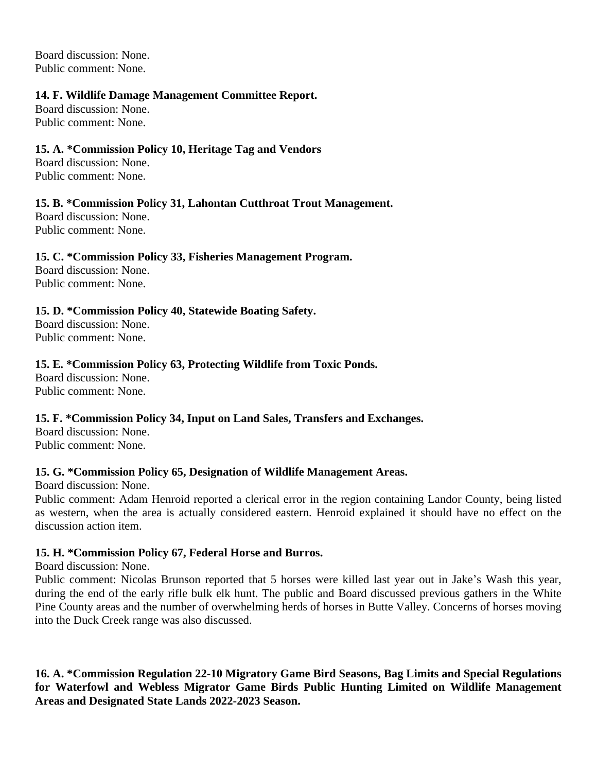Board discussion: None.
Public comment: None.

**14. F. Wildlife Damage Management Committee Report.**
Board discussion: None.
Public comment: None.

**15. A. *Commission Policy 10, Heritage Tag and Vendors**
Board discussion: None.
Public comment: None.

**15. B. *Commission Policy 31, Lahontan Cutthroat Trout Management.**
Board discussion: None.
Public comment: None.

**15. C. *Commission Policy 33, Fisheries Management Program.**
Board discussion: None.
Public comment: None.

**15. D. *Commission Policy 40, Statewide Boating Safety.**
Board discussion: None.
Public comment: None.

**15. E. *Commission Policy 63, Protecting Wildlife from Toxic Ponds.**
Board discussion: None.
Public comment: None.

**15. F. *Commission Policy 34, Input on Land Sales, Transfers and Exchanges.**
Board discussion: None.
Public comment: None.

**15. G. *Commission Policy 65, Designation of Wildlife Management Areas.**
Board discussion: None.
Public comment: Adam Henroid reported a clerical error in the region containing Landor County, being listed as western, when the area is actually considered eastern. Henroid explained it should have no effect on the discussion action item.

**15. H. *Commission Policy 67, Federal Horse and Burros.**
Board discussion: None.
Public comment: Nicolas Brunson reported that 5 horses were killed last year out in Jake's Wash this year, during the end of the early rifle bulk elk hunt. The public and Board discussed previous gathers in the White Pine County areas and the number of overwhelming herds of horses in Butte Valley. Concerns of horses moving into the Duck Creek range was also discussed.

**16. A. *Commission Regulation 22-10 Migratory Game Bird Seasons, Bag Limits and Special Regulations for Waterfowl and Webless Migrator Game Birds Public Hunting Limited on Wildlife Management Areas and Designated State Lands 2022-2023 Season.**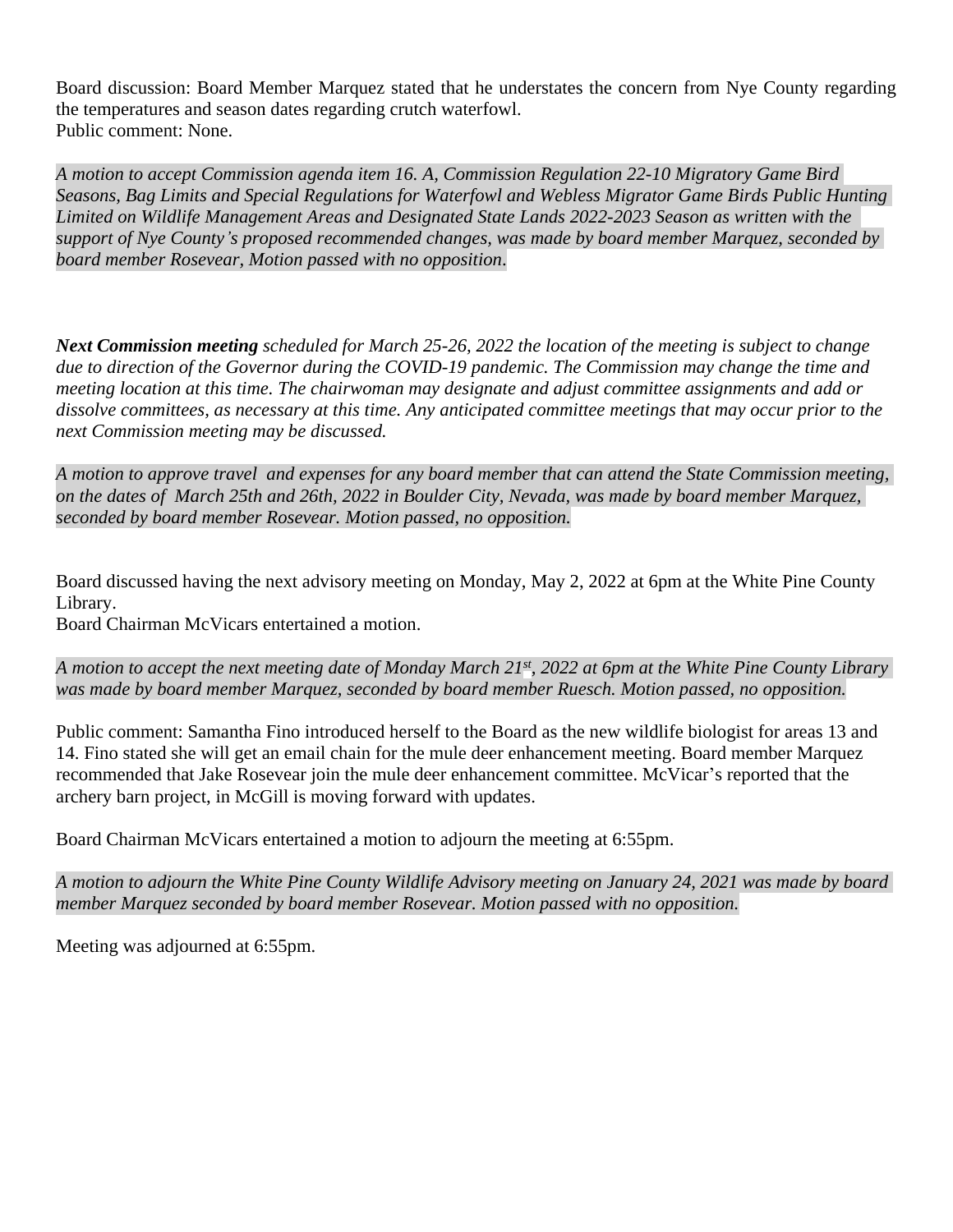Board discussion: Board Member Marquez stated that he understates the concern from Nye County regarding the temperatures and season dates regarding crutch waterfowl.
Public comment: None.

*A motion to accept Commission agenda item 16. A, Commission Regulation 22-10 Migratory Game Bird Seasons, Bag Limits and Special Regulations for Waterfowl and Webless Migrator Game Birds Public Hunting Limited on Wildlife Management Areas and Designated State Lands 2022-2023 Season as written with the support of Nye County's proposed recommended changes, was made by board member Marquez, seconded by board member Rosevear, Motion passed with no opposition*.

***Next Commission meeting*** *scheduled for March 25-26, 2022 the location of the meeting is subject to change due to direction of the Governor during the COVID-19 pandemic. The Commission may change the time and meeting location at this time. The chairwoman may designate and adjust committee assignments and add or dissolve committees, as necessary at this time. Any anticipated committee meetings that may occur prior to the next Commission meeting may be discussed.*

*A motion to approve travel and expenses for any board member that can attend the State Commission meeting, on the dates of March 25th and 26th, 2022 in Boulder City, Nevada, was made by board member Marquez, seconded by board member Rosevear. Motion passed, no opposition.*

Board discussed having the next advisory meeting on Monday, May 2, 2022 at 6pm at the White Pine County Library.
Board Chairman McVicars entertained a motion.

*A motion to accept the next meeting date of Monday March 21st, 2022 at 6pm at the White Pine County Library was made by board member Marquez, seconded by board member Ruesch. Motion passed, no opposition.*

Public comment: Samantha Fino introduced herself to the Board as the new wildlife biologist for areas 13 and 14. Fino stated she will get an email chain for the mule deer enhancement meeting. Board member Marquez recommended that Jake Rosevear join the mule deer enhancement committee. McVicar's reported that the archery barn project, in McGill is moving forward with updates.

Board Chairman McVicars entertained a motion to adjourn the meeting at 6:55pm.

*A motion to adjourn the White Pine County Wildlife Advisory meeting on January 24, 2021 was made by board member Marquez seconded by board member Rosevear. Motion passed with no opposition.*

Meeting was adjourned at 6:55pm.